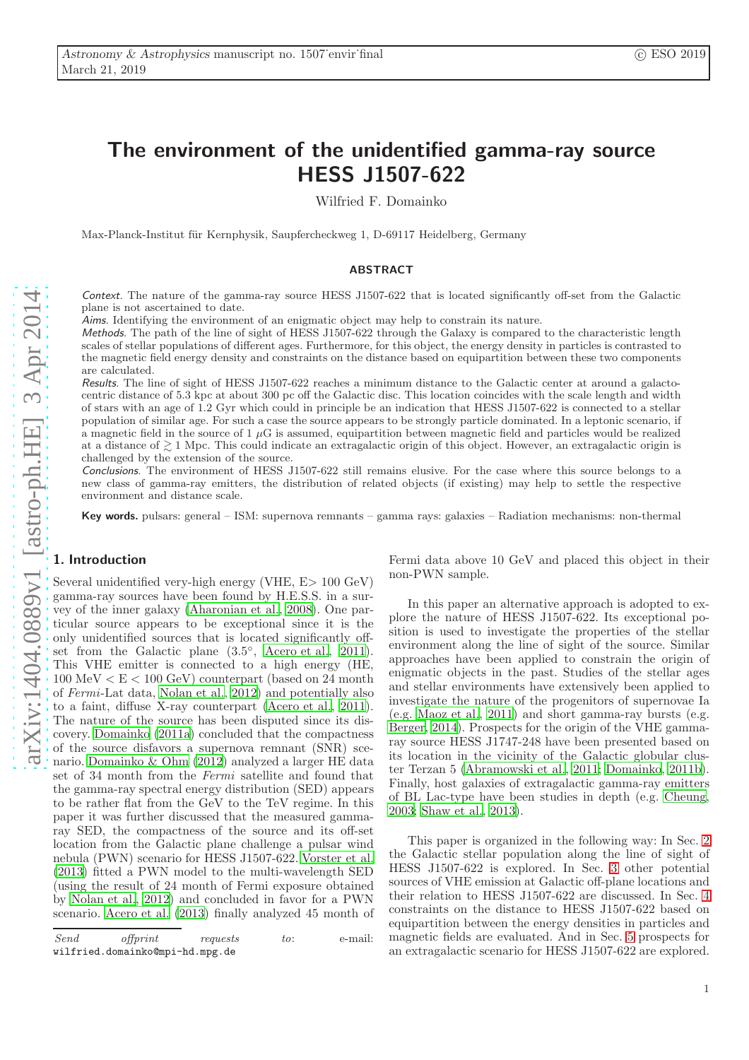# The environment of the unidentified gamma-ray source HESS J1507-622

Wilfried F. Domainko

Max-Planck-Institut für Kernphysik, Saupfercheckweg 1, D-69117 Heidelberg, Germany

## ABSTRACT

*Context*. The nature of the gamma-ray source HESS J1507-622 that is located significantly off-set from the Galactic plane is not ascertained to date.

*Aims*. Identifying the environment of an enigmatic object may help to constrain its nature.

*Methods*. The path of the line of sight of HESS J1507-622 through the Galaxy is compared to the characteristic length scales of stellar populations of different ages. Furthermore, for this object, the energy density in particles is contrasted to the magnetic field energy density and constraints on the distance based on equipartition between these two components are calculated.

*Results*. The line of sight of HESS J1507-622 reaches a minimum distance to the Galactic center at around a galactocentric distance of 5.3 kpc at about 300 pc off the Galactic disc. This location coincides with the scale length and width of stars with an age of 1.2 Gyr which could in principle be an indication that HESS J1507-622 is connected to a stellar population of similar age. For such a case the source appears to be strongly particle dominated. In a leptonic scenario, if a magnetic field in the source of 1 $\mu$G is assumed, equipartition between magnetic field and particles would be realized at a distance of $\gtrsim$ 1 Mpc. This could indicate an extragalactic origin of this object. However, an extragalactic origin is challenged by the extension of the source.

*Conclusions*. The environment of HESS J1507-622 still remains elusive. For the case where this source belongs to a new class of gamma-ray emitters, the distribution of related objects (if existing) may help to settle the respective environment and distance scale.

**Key words.** pulsars: general – ISM: supernova remnants – gamma rays: galaxies – Radiation mechanisms: non-thermal

## 1. Introduction

Several unidentified very-high energy (VHE, E> 100 GeV) gamma-ray sources have been found by H.E.S.S. in a survey of the inner galaxy (Aharonian et al., 2008). One particular source appears to be exceptional since it is the only unidentified sources that is located significantly off-set from the Galactic plane (3.5°, Acero et al., 2011). This VHE emitter is connected to a high energy (HE, 100 MeV < E < 100 GeV) counterpart (based on 24 month of *Fermi*-Lat data, Nolan et al., 2012) and potentially also to a faint, diffuse X-ray counterpart (Acero et al., 2011). The nature of the source has been disputed since its discovery. Domainko (2011a) concluded that the compactness of the source disfavors a supernova remnant (SNR) scenario. Domainko & Ohm (2012) analyzed a larger HE data set of 34 month from the *Fermi* satellite and found that the gamma-ray spectral energy distribution (SED) appears to be rather flat from the GeV to the TeV regime. In this paper it was further discussed that the measured gamma-ray SED, the compactness of the source and its off-set location from the Galactic plane challenge a pulsar wind nebula (PWN) scenario for HESS J1507-622. Vorster et al. (2013) fitted a PWN model to the multi-wavelength SED (using the result of 24 month of Fermi exposure obtained by Nolan et al., 2012) and concluded in favor for a PWN scenario. Acero et al. (2013) finally analyzed 45 month of Fermi data above 10 GeV and placed this object in their non-PWN sample.

In this paper an alternative approach is adopted to explore the nature of HESS J1507-622. Its exceptional position is used to investigate the properties of the stellar environment along the line of sight of the source. Similar approaches have been applied to constrain the origin of enigmatic objects in the past. Studies of the stellar ages and stellar environments have extensively been applied to investigate the nature of the progenitors of supernovae Ia (e.g. Maoz et al., 2011) and short gamma-ray bursts (e.g. Berger, 2014). Prospects for the origin of the VHE gamma-ray source HESS J1747-248 have been presented based on its location in the vicinity of the Galactic globular cluster Terzan 5 (Abramowski et al., 2011; Domainko, 2011b). Finally, host galaxies of extragalactic gamma-ray emitters of BL Lac-type have been studies in depth (e.g. Cheung, 2003; Shaw et al., 2013).

This paper is organized in the following way: In Sec. 2 the Galactic stellar population along the line of sight of HESS J1507-622 is explored. In Sec. 3 other potential sources of VHE emission at Galactic off-plane locations and their relation to HESS J1507-622 are discussed. In Sec. 4 constraints on the distance to HESS J1507-622 based on equipartition between the energy densities in particles and magnetic fields are evaluated. And in Sec. 5 prospects for an extragalactic scenario for HESS J1507-622 are explored.

*Send offprint requests to*: e-mail: wilfried.domainko@mpi-hd.mpg.de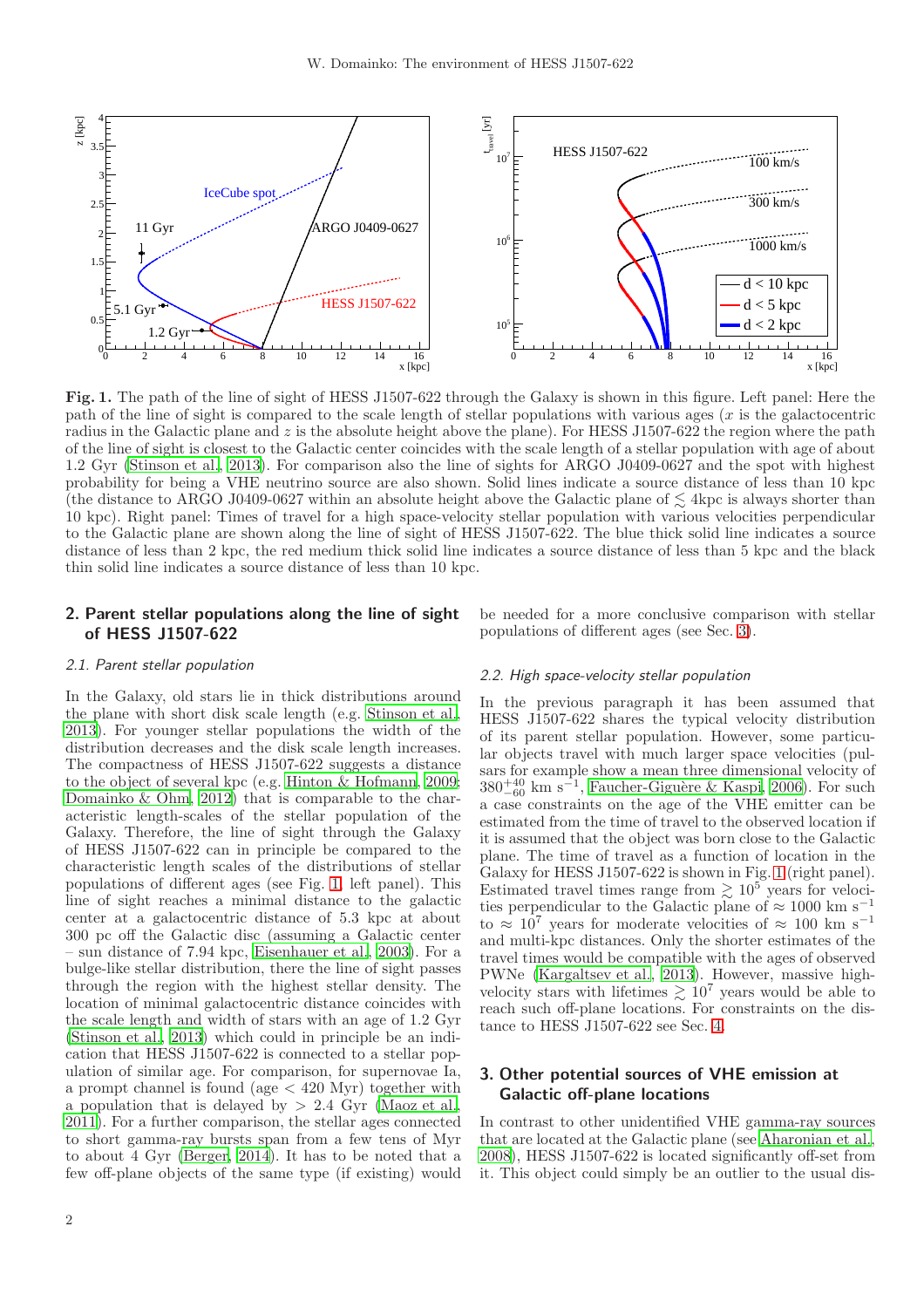z [kpc]

IceCube spot

11 Gyr

ARGO J0409-0627

5.1 Gyr

HESS J1507-622

1.2 Gyr

x [kpc]

$t_{travel}$ [yr]

HESS J1507-622

100 km/s

300 km/s

1000 km/s

d < 10 kpc

d < 5 kpc

d < 2 kpc

x [kpc]

**Fig. 1.** The path of the line of sight of HESS J1507-622 through the Galaxy is shown in this figure. Left panel: Here the path of the line of sight is compared to the scale length of stellar populations with various ages ($x$ is the galactocentric radius in the Galactic plane and $z$ is the absolute height above the plane). For HESS J1507-622 the region where the path of the line of sight is closest to the Galactic center coincides with the scale length of a stellar population with age of about 1.2 Gyr (Stinson et al., 2013). For comparison also the line of sights for ARGO J0409-0627 and the spot with highest probability for being a VHE neutrino source are also shown. Solid lines indicate a source distance of less than 10 kpc (the distance to ARGO J0409-0627 within an absolute height above the Galactic plane of $\lesssim$ 4kpc is always shorter than 10 kpc). Right panel: Times of travel for a high space-velocity stellar population with various velocities perpendicular to the Galactic plane are shown along the line of sight of HESS J1507-622. The blue thick solid line indicates a source distance of less than 2 kpc, the red medium thick solid line indicates a source distance of less than 5 kpc and the black thin solid line indicates a source distance of less than 10 kpc.

## 2. Parent stellar populations along the line of sight of HESS J1507-622

### 2.1. Parent stellar population

In the Galaxy, old stars lie in thick distributions around the plane with short disk scale length (e.g. Stinson et al., 2013). For younger stellar populations the width of the distribution decreases and the disk scale length increases. The compactness of HESS J1507-622 suggests a distance to the object of several kpc (e.g. Hinton & Hofmann, 2009; Domainko & Ohm, 2012) that is comparable to the characteristic length-scales of the stellar population of the Galaxy. Therefore, the line of sight through the Galaxy of HESS J1507-622 can in principle be compared to the characteristic length scales of the distributions of stellar populations of different ages (see Fig. 1, left panel). This line of sight reaches a minimal distance to the galactic center at a galactocentric distance of 5.3 kpc at about 300 pc off the Galactic disc (assuming a Galactic center – sun distance of 7.94 kpc, Eisenhauer et al., 2003). For a bulge-like stellar distribution, there the line of sight passes through the region with the highest stellar density. The location of minimal galactocentric distance coincides with the scale length and width of stars with an age of 1.2 Gyr (Stinson et al., 2013) which could in principle be an indication that HESS J1507-622 is connected to a stellar population of similar age. For comparison, for supernovae Ia, a prompt channel is found (age < 420 Myr) together with a population that is delayed by > 2.4 Gyr (Maoz et al., 2011). For a further comparison, the stellar ages connected to short gamma-ray bursts span from a few tens of Myr to about 4 Gyr (Berger, 2014). It has to be noted that a few off-plane objects of the same type (if existing) would be needed for a more conclusive comparison with stellar populations of different ages (see Sec. 3).

### 2.2. High space-velocity stellar population

In the previous paragraph it has been assumed that HESS J1507-622 shares the typical velocity distribution of its parent stellar population. However, some particular objects travel with much larger space velocities (pulsars for example show a mean three dimensional velocity of $380^{+40}_{-60}$ km s$^{-1}$, Faucher-Giguère & Kaspi, 2006). For such a case constraints on the age of the VHE emitter can be estimated from the time of travel to the observed location if it is assumed that the object was born close to the Galactic plane. The time of travel as a function of location in the Galaxy for HESS J1507-622 is shown in Fig. 1 (right panel). Estimated travel times range from $\gtrsim 10^5$ years for velocities perpendicular to the Galactic plane of $\approx 1000$ km s$^{-1}$ to $\approx 10^7$ years for moderate velocities of $\approx 100$ km s$^{-1}$ and multi-kpc distances. Only the shorter estimates of the travel times would be compatible with the ages of observed PWNe (Kargaltsev et al., 2013). However, massive high-velocity stars with lifetimes $\gtrsim 10^7$ years would be able to reach such off-plane locations. For constraints on the distance to HESS J1507-622 see Sec. 4.

## 3. Other potential sources of VHE emission at Galactic off-plane locations

In contrast to other unidentified VHE gamma-ray sources that are located at the Galactic plane (see Aharonian et al., 2008), HESS J1507-622 is located significantly off-set from it. This object could simply be an outlier to the usual dis-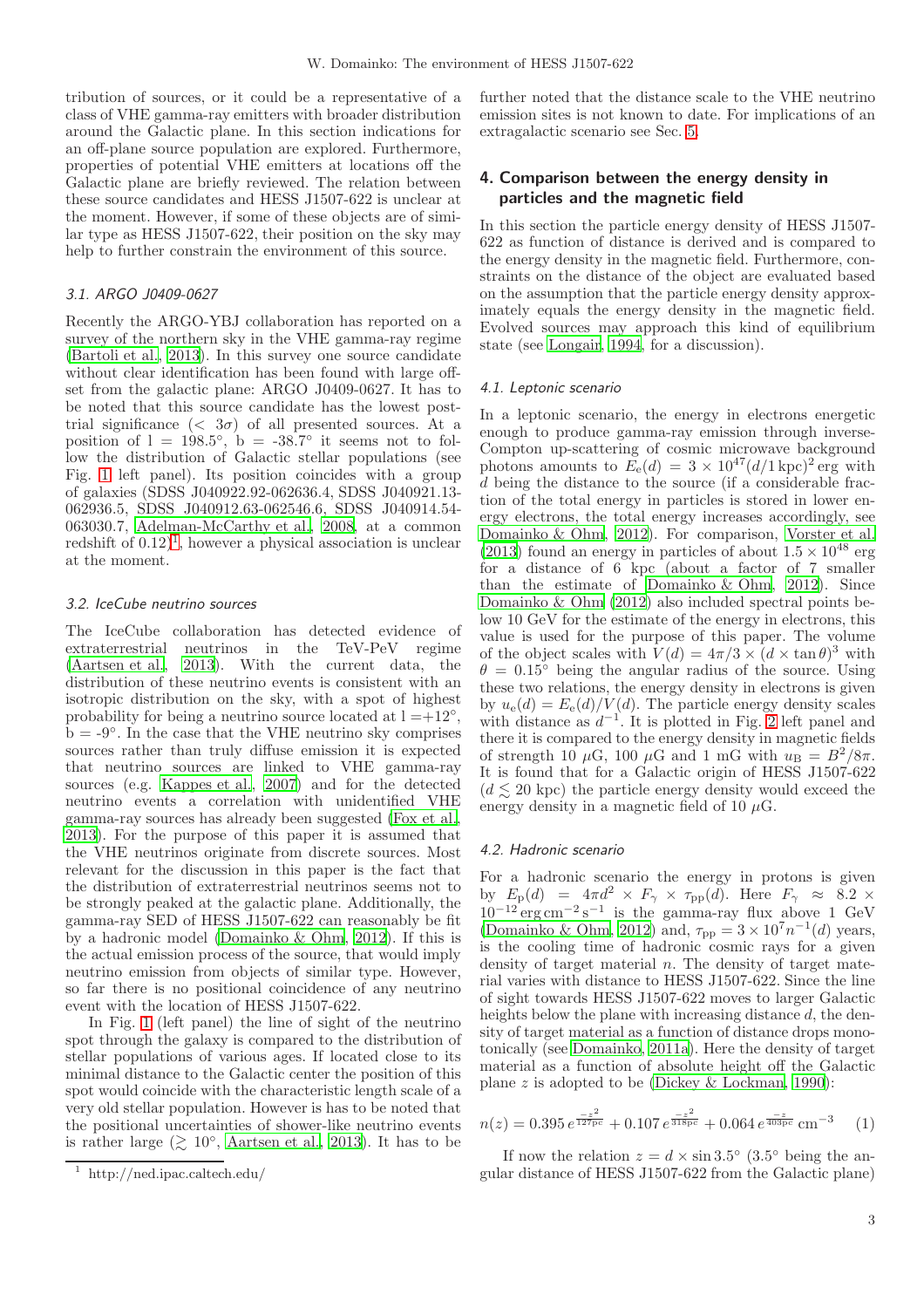tribution of sources, or it could be a representative of a class of VHE gamma-ray emitters with broader distribution around the Galactic plane. In this section indications for an off-plane source population are explored. Furthermore, properties of potential VHE emitters at locations off the Galactic plane are briefly reviewed. The relation between these source candidates and HESS J1507-622 is unclear at the moment. However, if some of these objects are of similar type as HESS J1507-622, their position on the sky may help to further constrain the environment of this source.

### 3.1. ARGO J0409-0627

Recently the ARGO-YBJ collaboration has reported on a survey of the northern sky in the VHE gamma-ray regime (Bartoli et al., 2013). In this survey one source candidate without clear identification has been found with large offset from the galactic plane: ARGO J0409-0627. It has to be noted that this source candidate has the lowest post-trial significance ($< 3\sigma$) of all presented sources. At a position of l = 198.5°, b = -38.7° it seems not to follow the distribution of Galactic stellar populations (see Fig. 1 left panel). Its position coincides with a group of galaxies (SDSS J040922.92-062636.4, SDSS J040921.13-062936.5, SDSS J040912.63-062546.6, SDSS J040914.54-063030.7, Adelman-McCarthy et al., 2008, at a common redshift of 0.12)[1], however a physical association is unclear at the moment.

### 3.2. IceCube neutrino sources

The IceCube collaboration has detected evidence of extraterrestrial neutrinos in the TeV-PeV regime (Aartsen et al., 2013). With the current data, the distribution of these neutrino events is consistent with an isotropic distribution on the sky, with a spot of highest probability for being a neutrino source located at l =+12°, b = -9°. In the case that the VHE neutrino sky comprises sources rather than truly diffuse emission it is expected that neutrino sources are linked to VHE gamma-ray sources (e.g. Kappes et al., 2007) and for the detected neutrino events a correlation with unidentified VHE gamma-ray sources has already been suggested (Fox et al., 2013). For the purpose of this paper it is assumed that the VHE neutrinos originate from discrete sources. Most relevant for the discussion in this paper is the fact that the distribution of extraterrestrial neutrinos seems not to be strongly peaked at the galactic plane. Additionally, the gamma-ray SED of HESS J1507-622 can reasonably be fit by a hadronic model (Domainko & Ohm, 2012). If this is the actual emission process of the source, that would imply neutrino emission from objects of similar type. However, so far there is no positional coincidence of any neutrino event with the location of HESS J1507-622.

In Fig. 1 (left panel) the line of sight of the neutrino spot through the galaxy is compared to the distribution of stellar populations of various ages. If located close to its minimal distance to the Galactic center the position of this spot would coincide with the characteristic length scale of a very old stellar population. However is has to be noted that the positional uncertainties of shower-like neutrino events is rather large ($\gtrsim 10°$, Aartsen et al., 2013). It has to be further noted that the distance scale to the VHE neutrino emission sites is not known to date. For implications of an extragalactic scenario see Sec. 5.

[1] http://ned.ipac.caltech.edu/

## 4. Comparison between the energy density in particles and the magnetic field

In this section the particle energy density of HESS J1507-622 as function of distance is derived and is compared to the energy density in the magnetic field. Furthermore, constraints on the distance of the object are evaluated based on the assumption that the particle energy density approximately equals the energy density in the magnetic field. Evolved sources may approach this kind of equilibrium state (see Longair, 1994, for a discussion).

### 4.1. Leptonic scenario

In a leptonic scenario, the energy in electrons energetic enough to produce gamma-ray emission through inverse-Compton up-scattering of cosmic microwave background photons amounts to $E_{\rm e}(d) = 3 \times 10^{47} (d/1\,{\rm kpc})^2\,{\rm erg}$ with $d$ being the distance to the source (if a considerable fraction of the total energy in particles is stored in lower energy electrons, the total energy increases accordingly, see Domainko & Ohm, 2012). For comparison, Vorster et al. (2013) found an energy in particles of about $1.5 \times 10^{48}$ erg for a distance of 6 kpc (about a factor of 7 smaller than the estimate of Domainko & Ohm, 2012). Since Domainko & Ohm (2012) also included spectral points below 10 GeV for the estimate of the energy in electrons, this value is used for the purpose of this paper. The volume of the object scales with $V(d) = 4\pi/3 \times (d \times \tan\theta)^3$ with $\theta = 0.15°$ being the angular radius of the source. Using these two relations, the energy density in electrons is given by $u_{\rm e}(d) = E_{\rm e}(d)/V(d)$. The particle energy density scales with distance as $d^{-1}$. It is plotted in Fig. 2 left panel and there it is compared to the energy density in magnetic fields of strength 10 $\mu$G, 100 $\mu$G and 1 mG with $u_{\rm B} = B^2/8\pi$. It is found that for a Galactic origin of HESS J1507-622 ($d \lesssim 20$ kpc) the particle energy density would exceed the energy density in a magnetic field of 10 $\mu$G.

### 4.2. Hadronic scenario

For a hadronic scenario the energy in protons is given by $E_{\rm p}(d) = 4\pi d^2 \times F_\gamma \times \tau_{\rm pp}(d)$. Here $F_\gamma \approx 8.2 \times 10^{-12}\,{\rm erg\,cm^{-2}\,s^{-1}}$ is the gamma-ray flux above 1 GeV (Domainko & Ohm, 2012) and, $\tau_{\rm pp} = 3 \times 10^7 n^{-1}(d)$ years, is the cooling time of hadronic cosmic rays for a given density of target material $n$. The density of target material varies with distance to HESS J1507-622. Since the line of sight towards HESS J1507-622 moves to larger Galactic heights below the plane with increasing distance $d$, the density of target material as a function of distance drops monotonically (see Domainko, 2011a). Here the density of target material as a function of absolute height off the Galactic plane $z$ is adopted to be (Dickey & Lockman, 1990):

$$n(z) = 0.395\, e^{\frac{-z^2}{127{\rm pc}}} + 0.107\, e^{\frac{-z^2}{318{\rm pc}}} + 0.064\, e^{\frac{-z}{403{\rm pc}}}\ {\rm cm^{-3}} \qquad (1)$$

If now the relation $z = d \times \sin 3.5°$ (3.5° being the angular distance of HESS J1507-622 from the Galactic plane)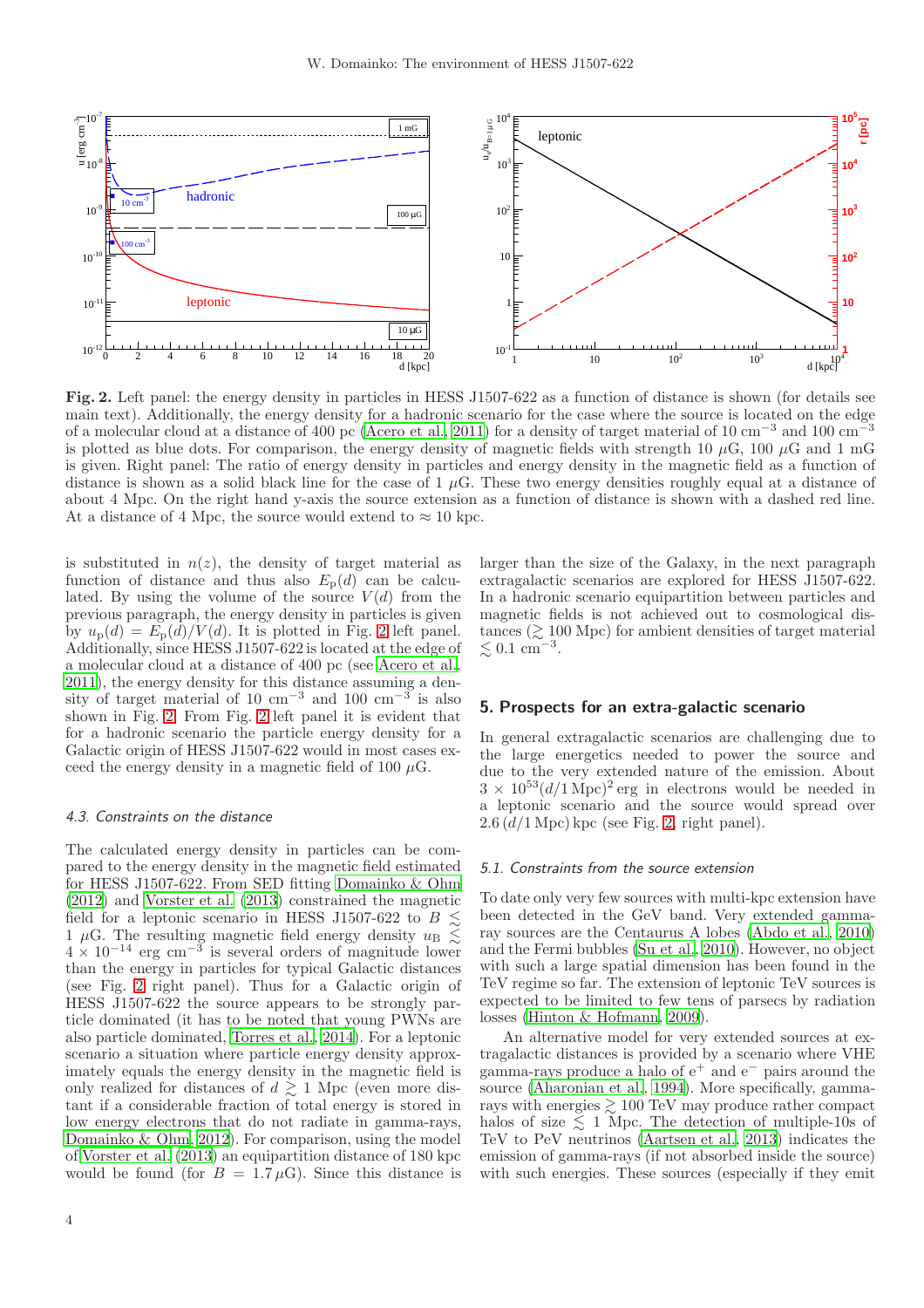u [erg cm$^{-3}$]

1 mG

10 cm$^{-3}$

hadronic

100 μG

100 cm$^{-3}$

leptonic

10 μG

d [kpc]

$u_e/u_{B=1\,\mu G}$

leptonic

r [pc]

d [kpc]

**Fig. 2.** Left panel: the energy density in particles in HESS J1507-622 as a function of distance is shown (for details see main text). Additionally, the energy density for a hadronic scenario for the case where the source is located on the edge of a molecular cloud at a distance of 400 pc (Acero et al. 2011) for a density of target material of 10 cm$^{-3}$ and 100 cm$^{-3}$ is plotted as blue dots. For comparison, the energy density of magnetic fields with strength 10 $\mu$G, 100 $\mu$G and 1 mG is given. Right panel: The ratio of energy density in particles and energy density in the magnetic field as a function of distance is shown as a solid black line for the case of 1 $\mu$G. These two energy densities roughly equal at a distance of about 4 Mpc. On the right hand y-axis the source extension as a function of distance is shown with a dashed red line. At a distance of 4 Mpc, the source would extend to $\approx$ 10 kpc.

is substituted in $n(z)$, the density of target material as function of distance and thus also $E_{\mathrm{p}}(d)$ can be calculated. By using the volume of the source $V(d)$ from the previous paragraph, the energy density in particles is given by $u_{\mathrm{p}}(d) = E_{\mathrm{p}}(d)/V(d)$. It is plotted in Fig. 2 left panel. Additionally, since HESS J1507-622 is located at the edge of a molecular cloud at a distance of 400 pc (see Acero et al. 2011), the energy density for this distance assuming a density of target material of 10 cm$^{-3}$ and 100 cm$^{-3}$ is also shown in Fig. 2. From Fig. 2 left panel it is evident that for a hadronic scenario the particle energy density for a Galactic origin of HESS J1507-622 would in most cases exceed the energy density in a magnetic field of 100 $\mu$G.

### 4.3. Constraints on the distance

The calculated energy density in particles can be compared to the energy density in the magnetic field estimated for HESS J1507-622. From SED fitting Domainko & Ohm (2012) and Vorster et al. (2013) constrained the magnetic field for a leptonic scenario in HESS J1507-622 to $B \lesssim 1\ \mu$G. The resulting magnetic field energy density $u_{\mathrm{B}} \lesssim 4 \times 10^{-14}$ erg cm$^{-3}$ is several orders of magnitude lower than the energy in particles for typical Galactic distances (see Fig. 2 right panel). Thus for a Galactic origin of HESS J1507-622 the source appears to be strongly particle dominated (it has to be noted that young PWNs are also particle dominated, Torres et al. 2014). For a leptonic scenario a situation where particle energy density approximately equals the energy density in the magnetic field is only realized for distances of $d \gtrsim 1$ Mpc (even more distant if a considerable fraction of total energy is stored in low energy electrons that do not radiate in gamma-rays, Domainko & Ohm 2012). For comparison, using the model of Vorster et al. (2013) an equipartition distance of 180 kpc would be found (for $B = 1.7\,\mu$G). Since this distance is larger than the size of the Galaxy, in the next paragraph extragalactic scenarios are explored for HESS J1507-622. In a hadronic scenario equipartition between particles and magnetic fields is not achieved out to cosmological distances ($\gtrsim 100$ Mpc) for ambient densities of target material $\lesssim 0.1$ cm$^{-3}$.

## 5. Prospects for an extra-galactic scenario

In general extragalactic scenarios are challenging due to the large energetics needed to power the source and due to the very extended nature of the emission. About $3 \times 10^{53}(d/1\,\mathrm{Mpc})^2$ erg in electrons would be needed in a leptonic scenario and the source would spread over $2.6\,(d/1\,\mathrm{Mpc})$ kpc (see Fig. 2, right panel).

### 5.1. Constraints from the source extension

To date only very few sources with multi-kpc extension have been detected in the GeV band. Very extended gamma-ray sources are the Centaurus A lobes (Abdo et al. 2010) and the Fermi bubbles (Su et al. 2010). However, no object with such a large spatial dimension has been found in the TeV regime so far. The extension of leptonic TeV sources is expected to be limited to few tens of parsecs by radiation losses (Hinton & Hofmann 2009).

An alternative model for very extended sources at extragalactic distances is provided by a scenario where VHE gamma-rays produce a halo of e$^+$ and e$^-$ pairs around the source (Aharonian et al. 1994). More specifically, gamma-rays with energies $\gtrsim 100$ TeV may produce rather compact halos of size $\lesssim 1$ Mpc. The detection of multiple-10s of TeV to PeV neutrinos (Aartsen et al. 2013) indicates the emission of gamma-rays (if not absorbed inside the source) with such energies. These sources (especially if they emit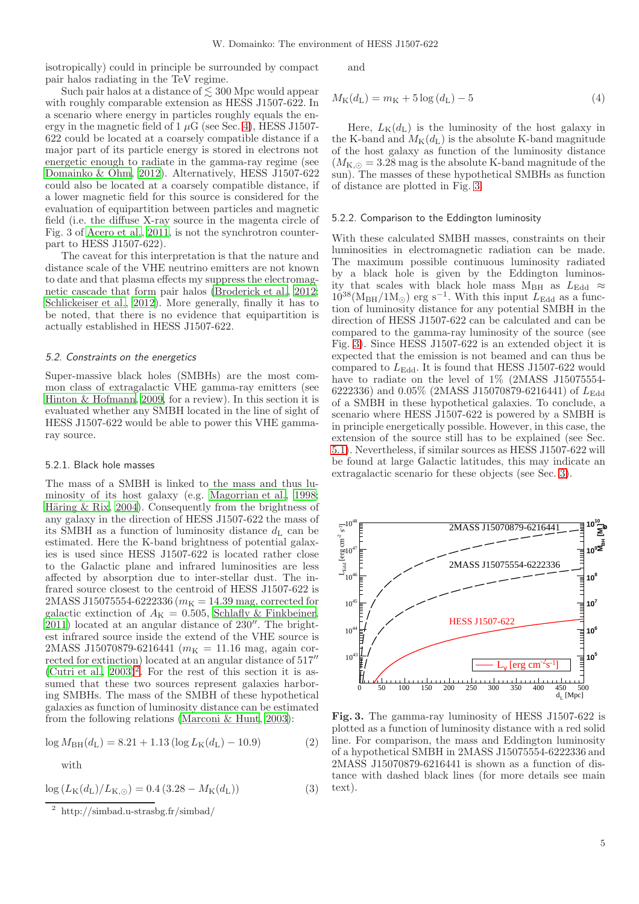isotropically) could in principle be surrounded by compact pair halos radiating in the TeV regime.

Such pair halos at a distance of $\lesssim 300$ Mpc would appear with roughly comparable extension as HESS J1507-622. In a scenario where energy in particles roughly equals the energy in the magnetic field of 1 $\mu$G (see Sec. 4), HESS J1507-622 could be located at a coarsely compatible distance if a major part of its particle energy is stored in electrons not energetic enough to radiate in the gamma-ray regime (see Domainko & Ohm, 2012). Alternatively, HESS J1507-622 could also be located at a coarsely compatible distance, if a lower magnetic field for this source is considered for the evaluation of equipartition between particles and magnetic field (i.e. the diffuse X-ray source in the magenta circle of Fig. 3 of Acero et al., 2011, is not the synchrotron counterpart to HESS J1507-622).

The caveat for this interpretation is that the nature and distance scale of the VHE neutrino emitters are not known to date and that plasma effects my suppress the electromagnetic cascade that form pair halos (Broderick et al., 2012; Schlickeiser et al., 2012). More generally, finally it has to be noted, that there is no evidence that equipartition is actually established in HESS J1507-622.

### *5.2. Constraints on the energetics*

Super-massive black holes (SMBHs) are the most common class of extragalactic VHE gamma-ray emitters (see Hinton & Hofmann, 2009, for a review). In this section it is evaluated whether any SMBH located in the line of sight of HESS J1507-622 would be able to power this VHE gamma-ray source.

#### 5.2.1. Black hole masses

The mass of a SMBH is linked to the mass and thus luminosity of its host galaxy (e.g. Magorrian et al., 1998; Häring & Rix, 2004). Consequently from the brightness of any galaxy in the direction of HESS J1507-622 the mass of its SMBH as a function of luminosity distance $d_{\rm L}$ can be estimated. Here the K-band brightness of potential galaxies is used since HESS J1507-622 is located rather close to the Galactic plane and infrared luminosities are less affected by absorption due to inter-stellar dust. The infrared source closest to the centroid of HESS J1507-622 is 2MASS J15075554-6222336 ($m_{\rm K} = 14.39$ mag, corrected for galactic extinction of $A_{\rm K} = 0.505$, Schlafly & Finkbeiner, 2011) located at an angular distance of 230″. The brightest infrared source inside the extend of the VHE source is 2MASS J15070879-6216441 ($m_{\rm K} = 11.16$ mag, again corrected for extinction) located at an angular distance of 517″ (Cutri et al., 2003)[2]. For the rest of this section it is assumed that these two sources represent galaxies harboring SMBHs. The mass of the SMBH of these hypothetical galaxies as function of luminosity distance can be estimated from the following relations (Marconi & Hunt, 2003):

$$\log M_{\rm BH}(d_{\rm L}) = 8.21 + 1.13\,(\log L_{\rm K}(d_{\rm L}) - 10.9) \tag{2}$$

with

$$\log\left(L_{\rm K}(d_{\rm L})/L_{\rm K,\odot}\right) = 0.4\,(3.28 - M_{\rm K}(d_{\rm L})) \tag{3}$$

and

$$M_{\rm K}(d_{\rm L}) = m_{\rm K} + 5\log(d_{\rm L}) - 5 \tag{4}$$

Here, $L_{\rm K}(d_{\rm L})$ is the luminosity of the host galaxy in the K-band and $M_{\rm K}(d_{\rm L})$ is the absolute K-band magnitude of the host galaxy as function of the luminosity distance ($M_{\rm K,\odot} = 3.28$ mag is the absolute K-band magnitude of the sun). The masses of these hypothetical SMBHs as function of distance are plotted in Fig. 3.

#### 5.2.2. Comparison to the Eddington luminosity

With these calculated SMBH masses, constraints on their luminosities in electromagnetic radiation can be made. The maximum possible continuous luminosity radiated by a black hole is given by the Eddington luminosity that scales with black hole mass $\rm M_{BH}$ as $L_{\rm Edd} \approx 10^{38}(\rm M_{BH}/1M_\odot)$ erg s$^{-1}$. With this input $L_{\rm Edd}$ as a function of luminosity distance for any potential SMBH in the direction of HESS J1507-622 can be calculated and can be compared to the gamma-ray luminosity of the source (see Fig. 3). Since HESS J1507-622 is an extended object it is expected that the emission is not beamed and can thus be compared to $L_{\rm Edd}$. It is found that HESS J1507-622 would have to radiate on the level of 1% (2MASS J15075554-6222336) and 0.05% (2MASS J15070879-6216441) of $L_{\rm Edd}$ of a SMBH in these hypothetical galaxies. To conclude, a scenario where HESS J1507-622 is powered by a SMBH is in principle energetically possible. However, in this case, the extension of the source still has to be explained (see Sec. 5.1). Nevertheless, if similar sources as HESS J1507-622 will be found at large Galactic latitudes, this may indicate an extragalactic scenario for these objects (see Sec. 3).

2MASS J15070879-6216441
2MASS J15075554-6222336
HESS J1507-622
$L_\gamma$ [erg cm$^{-2}$s$^{-1}$]
$L_{\rm Edd}$ [erg cm$^{-2}$ s$^{-1}$]
$M_{\rm BH}$ [$M_\odot$]
$d_{\rm L}$ [Mpc]
$10^{43}$ $10^{44}$ $10^{45}$ $10^{46}$ $10^{47}$ $10^{48}$
$10^{5}$ $10^{6}$ $10^{7}$ $10^{8}$ $10^{9}$ $10^{10}$
0 50 100 150 200 250 300 350 400 450 500

**Fig. 3.** The gamma-ray luminosity of HESS J1507-622 is plotted as a function of luminosity distance with a red solid line. For comparison, the mass and Eddington luminosity of a hypothetical SMBH in 2MASS J15075554-6222336 and 2MASS J15070879-6216441 is shown as a function of distance with dashed black lines (for more details see main text).

[2] http://simbad.u-strasbg.fr/simbad/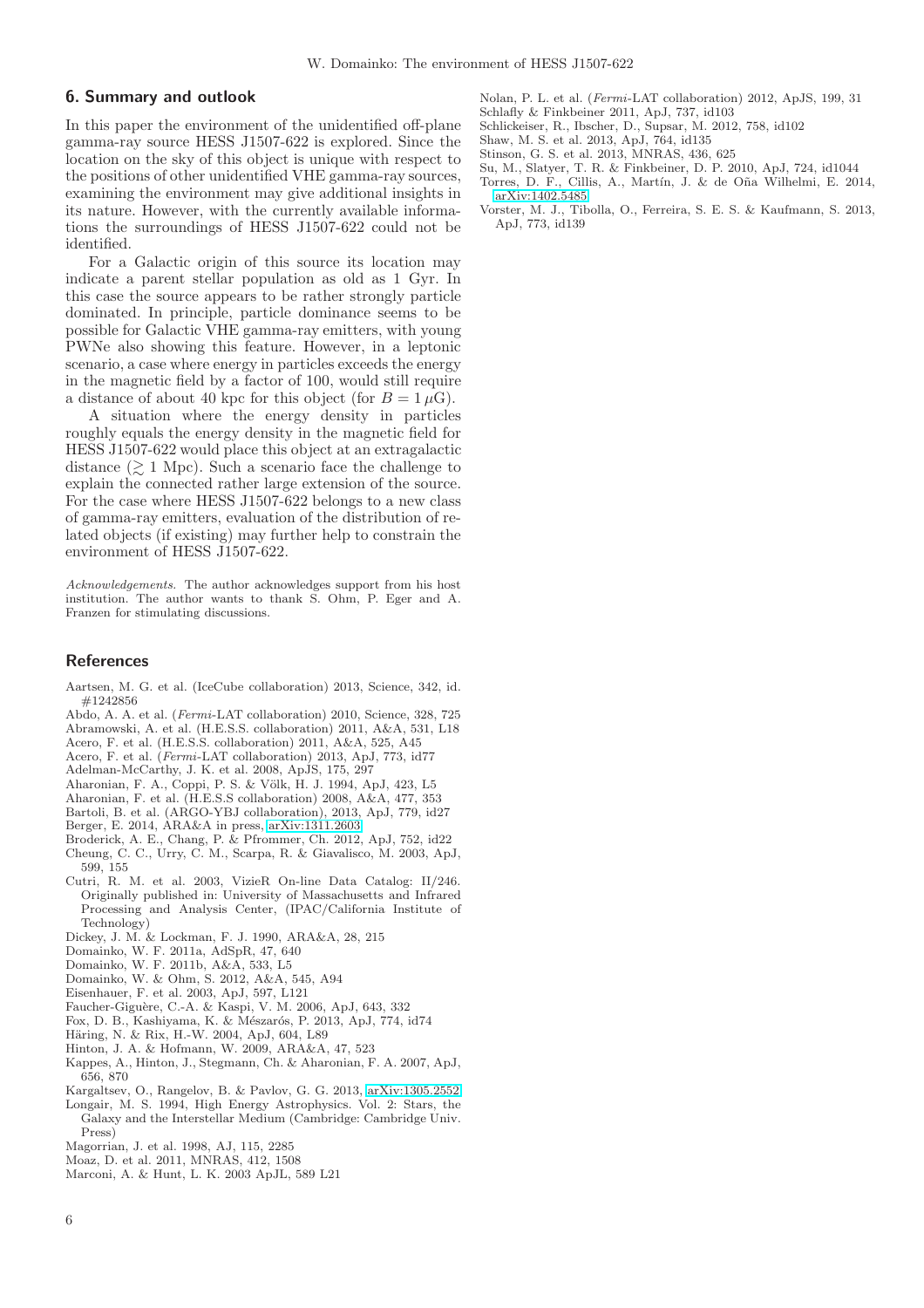## 6. Summary and outlook

In this paper the environment of the unidentified off-plane gamma-ray source HESS J1507-622 is explored. Since the location on the sky of this object is unique with respect to the positions of other unidentified VHE gamma-ray sources, examining the environment may give additional insights in its nature. However, with the currently available informations the surroundings of HESS J1507-622 could not be identified.

For a Galactic origin of this source its location may indicate a parent stellar population as old as 1 Gyr. In this case the source appears to be rather strongly particle dominated. In principle, particle dominance seems to be possible for Galactic VHE gamma-ray emitters, with young PWNe also showing this feature. However, in a leptonic scenario, a case where energy in particles exceeds the energy in the magnetic field by a factor of 100, would still require a distance of about 40 kpc for this object (for $B = 1\,\mu$G).

A situation where the energy density in particles roughly equals the energy density in the magnetic field for HESS J1507-622 would place this object at an extragalactic distance ($\gtrsim 1$ Mpc). Such a scenario face the challenge to explain the connected rather large extension of the source. For the case where HESS J1507-622 belongs to a new class of gamma-ray emitters, evaluation of the distribution of related objects (if existing) may further help to constrain the environment of HESS J1507-622.

*Acknowledgements.* The author acknowledges support from his host institution. The author wants to thank S. Ohm, P. Eger and A. Franzen for stimulating discussions.

## References

Aartsen, M. G. et al. (IceCube collaboration) 2013, Science, 342, id. #1242856

Abdo, A. A. et al. (*Fermi*-LAT collaboration) 2010, Science, 328, 725

Abramowski, A. et al. (H.E.S.S. collaboration) 2011, A&A, 531, L18

Acero, F. et al. (H.E.S.S. collaboration) 2011, A&A, 525, A45

Acero, F. et al. (*Fermi*-LAT collaboration) 2013, ApJ, 773, id77

Adelman-McCarthy, J. K. et al. 2008, ApJS, 175, 297

Aharonian, F. A., Coppi, P. S. & Völk, H. J. 1994, ApJ, 423, L5

Aharonian, F. et al. (H.E.S.S collaboration) 2008, A&A, 477, 353

Bartoli, B. et al. (ARGO-YBJ collaboration), 2013, ApJ, 779, id27

Berger, E. 2014, ARA&A in press, arXiv:1311.2603

Broderick, A. E., Chang, P. & Pfrommer, Ch. 2012, ApJ, 752, id22

Cheung, C. C., Urry, C. M., Scarpa, R. & Giavalisco, M. 2003, ApJ, 599, 155

Cutri, R. M. et al. 2003, VizieR On-line Data Catalog: II/246. Originally published in: University of Massachusetts and Infrared Processing and Analysis Center, (IPAC/California Institute of Technology)

Dickey, J. M. & Lockman, F. J. 1990, ARA&A, 28, 215

Domainko, W. F. 2011a, AdSpR, 47, 640

Domainko, W. F. 2011b, A&A, 533, L5

Domainko, W. & Ohm, S. 2012, A&A, 545, A94

Eisenhauer, F. et al. 2003, ApJ, 597, L121

Faucher-Giguère, C.-A. & Kaspi, V. M. 2006, ApJ, 643, 332

Fox, D. B., Kashiyama, K. & Mészarós, P. 2013, ApJ, 774, id74

Häring, N. & Rix, H.-W. 2004, ApJ, 604, L89

Hinton, J. A. & Hofmann, W. 2009, ARA&A, 47, 523

Kappes, A., Hinton, J., Stegmann, Ch. & Aharonian, F. A. 2007, ApJ, 656, 870

Kargaltsev, O., Rangelov, B. & Pavlov, G. G. 2013, arXiv:1305.2552

Longair, M. S. 1994, High Energy Astrophysics. Vol. 2: Stars, the Galaxy and the Interstellar Medium (Cambridge: Cambridge Univ. Press)

Magorrian, J. et al. 1998, AJ, 115, 2285

Moaz, D. et al. 2011, MNRAS, 412, 1508

Marconi, A. & Hunt, L. K. 2003 ApJL, 589 L21

Nolan, P. L. et al. (*Fermi*-LAT collaboration) 2012, ApJS, 199, 31

Schlafly & Finkbeiner 2011, ApJ, 737, id103

Schlickeiser, R., Ibscher, D., Supsar, M. 2012, 758, id102

Shaw, M. S. et al. 2013, ApJ, 764, id135

Stinson, G. S. et al. 2013, MNRAS, 436, 625

Su, M., Slatyer, T. R. & Finkbeiner, D. P. 2010, ApJ, 724, id1044

Torres, D. F., Cillis, A., Martín, J. & de Oña Wilhelmi, E. 2014, arXiv:1402.5485

Vorster, M. J., Tibolla, O., Ferreira, S. E. S. & Kaufmann, S. 2013, ApJ, 773, id139